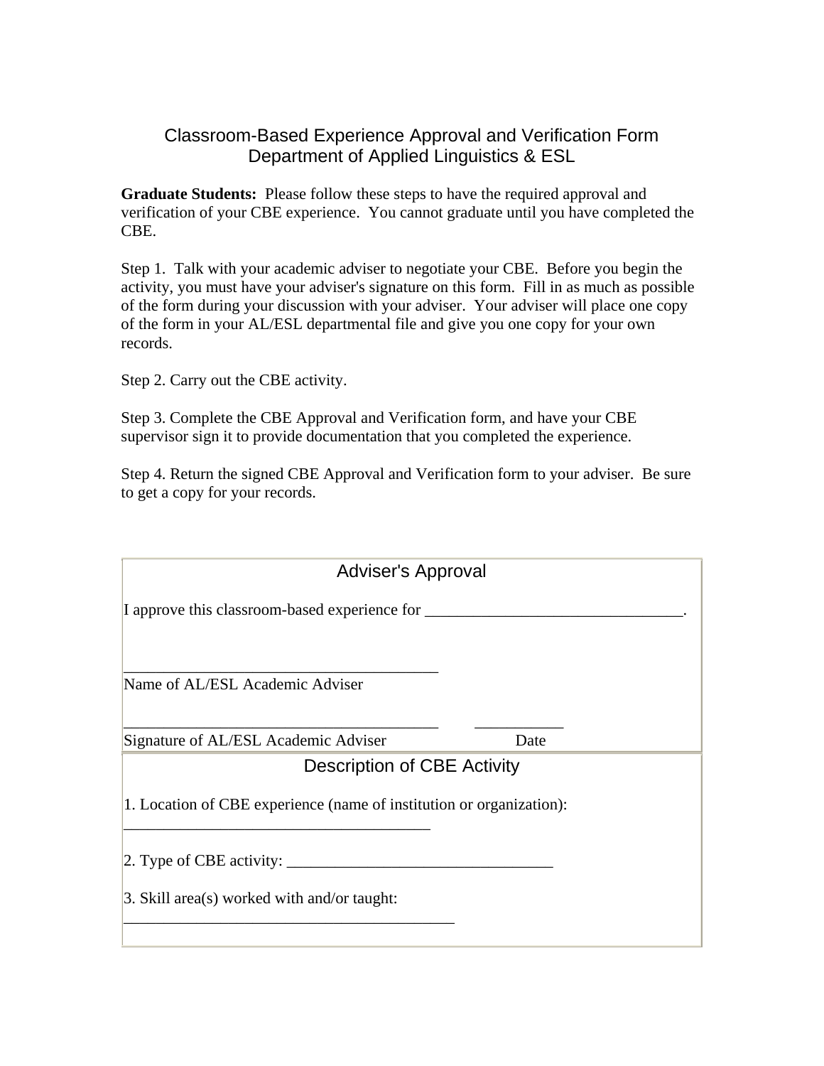# Classroom-Based Experience Approval and Verification Form
## Department of Applied Linguistics & ESL

**Graduate Students:** Please follow these steps to have the required approval and verification of your CBE experience. You cannot graduate until you have completed the CBE.

Step 1. Talk with your academic adviser to negotiate your CBE. Before you begin the activity, you must have your adviser's signature on this form. Fill in as much as possible of the form during your discussion with your adviser. Your adviser will place one copy of the form in your AL/ESL departmental file and give you one copy for your own records.

Step 2. Carry out the CBE activity.

Step 3. Complete the CBE Approval and Verification form, and have your CBE supervisor sign it to provide documentation that you completed the experience.

Step 4. Return the signed CBE Approval and Verification form to your adviser. Be sure to get a copy for your records.

### Adviser's Approval

I approve this classroom-based experience for ________________________________.

_______________________________________
Name of AL/ESL Academic Adviser

_______________________________________ ___________
Signature of AL/ESL Academic Adviser Date

### Description of CBE Activity

1. Location of CBE experience (name of institution or organization):
_______________________________________

2. Type of CBE activity: _________________________________

3. Skill area(s) worked with and/or taught:
__________________________________________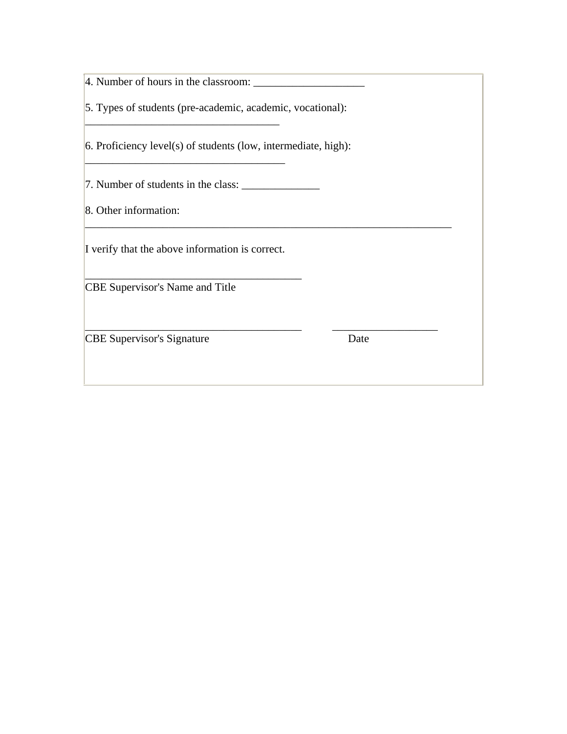4. Number of hours in the classroom: ____________________

5. Types of students (pre-academic, academic, vocational):
____________________________________

6. Proficiency level(s) of students (low, intermediate, high):
_____________________________________

7. Number of students in the class: ______________

8. Other information:
____________________________________________________________________

I verify that the above information is correct.

________________________________________
CBE Supervisor's Name and Title

________________________________________ ___________________
CBE Supervisor's Signature Date